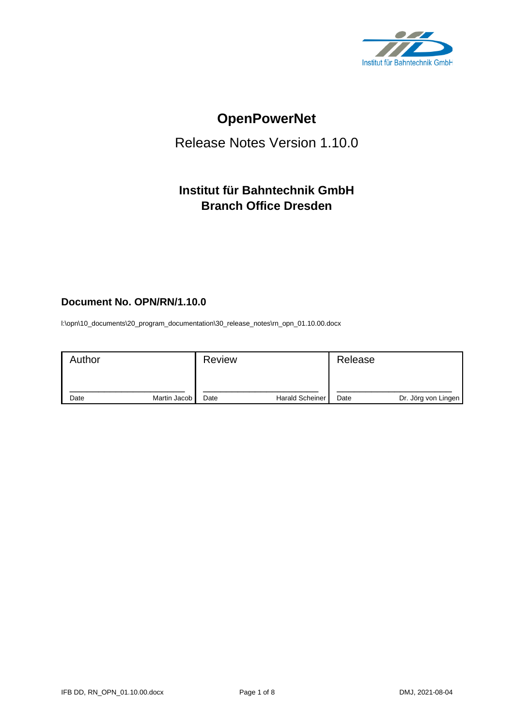# OpenPowerNet

Release Notes Version 1.10.0

## Institut für Bahntechnik GmbH
## Branch Office Dresden

### Document No. OPN/RN/1.10.0

I:\opn\10_documents\20_program_documentation\30_release_notes\rn_opn_01.10.00.docx

| Author | | Review | | Release | |
|---|---|---|---|---|---|
| Date | Martin Jacob | Date | Harald Scheiner | Date | Dr. Jörg von Lingen |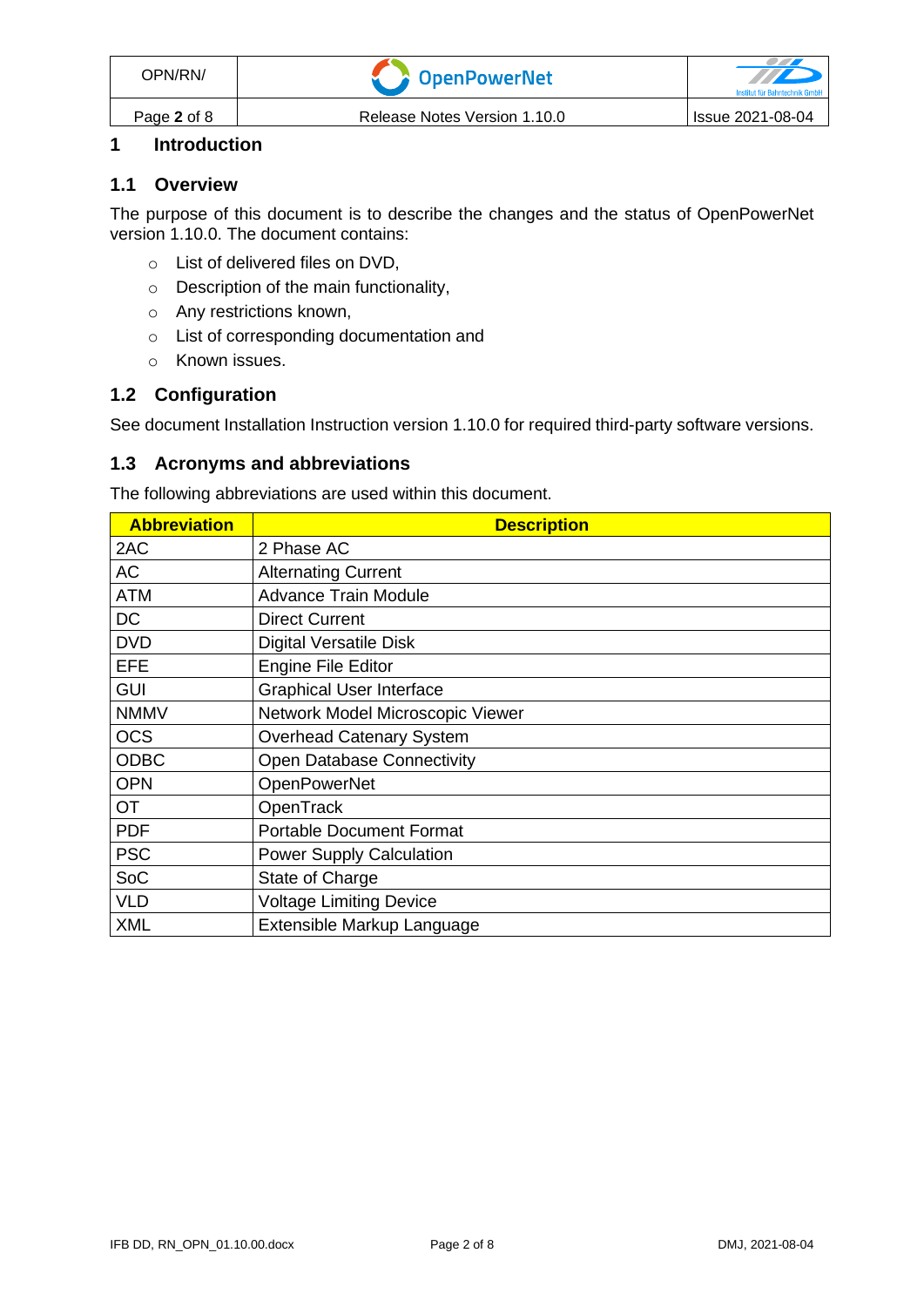# 1 Introduction

## 1.1 Overview

The purpose of this document is to describe the changes and the status of OpenPowerNet version 1.10.0. The document contains:

- List of delivered files on DVD,
- Description of the main functionality,
- Any restrictions known,
- List of corresponding documentation and
- Known issues.

## 1.2 Configuration

See document Installation Instruction version 1.10.0 for required third-party software versions.

## 1.3 Acronyms and abbreviations

The following abbreviations are used within this document.

| Abbreviation | Description |
|---|---|
| 2AC | 2 Phase AC |
| AC | Alternating Current |
| ATM | Advance Train Module |
| DC | Direct Current |
| DVD | Digital Versatile Disk |
| EFE | Engine File Editor |
| GUI | Graphical User Interface |
| NMMV | Network Model Microscopic Viewer |
| OCS | Overhead Catenary System |
| ODBC | Open Database Connectivity |
| OPN | OpenPowerNet |
| OT | OpenTrack |
| PDF | Portable Document Format |
| PSC | Power Supply Calculation |
| SoC | State of Charge |
| VLD | Voltage Limiting Device |
| XML | Extensible Markup Language |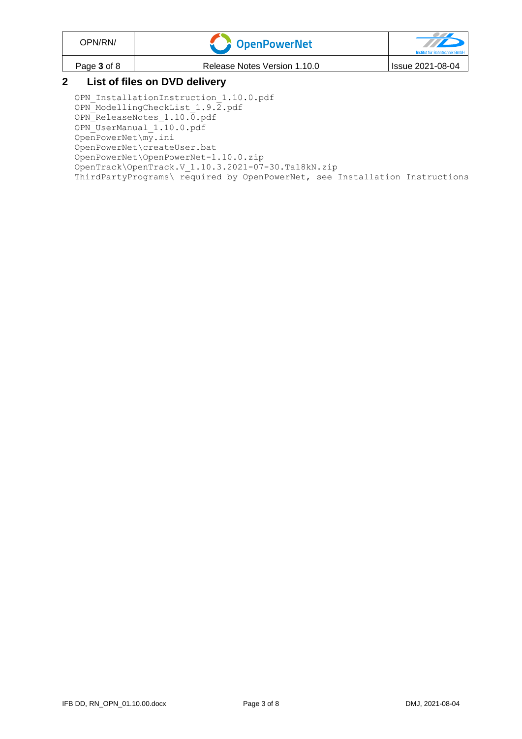## 2 List of files on DVD delivery

```
OPN_InstallationInstruction_1.10.0.pdf
OPN_ModellingCheckList_1.9.2.pdf
OPN_ReleaseNotes_1.10.0.pdf
OPN_UserManual_1.10.0.pdf
OpenPowerNet\my.ini
OpenPowerNet\createUser.bat
OpenPowerNet\OpenPowerNet-1.10.0.zip
OpenTrack\OpenTrack.V_1.10.3.2021-07-30.Ta18kN.zip
ThirdPartyPrograms\ required by OpenPowerNet, see Installation Instructions
```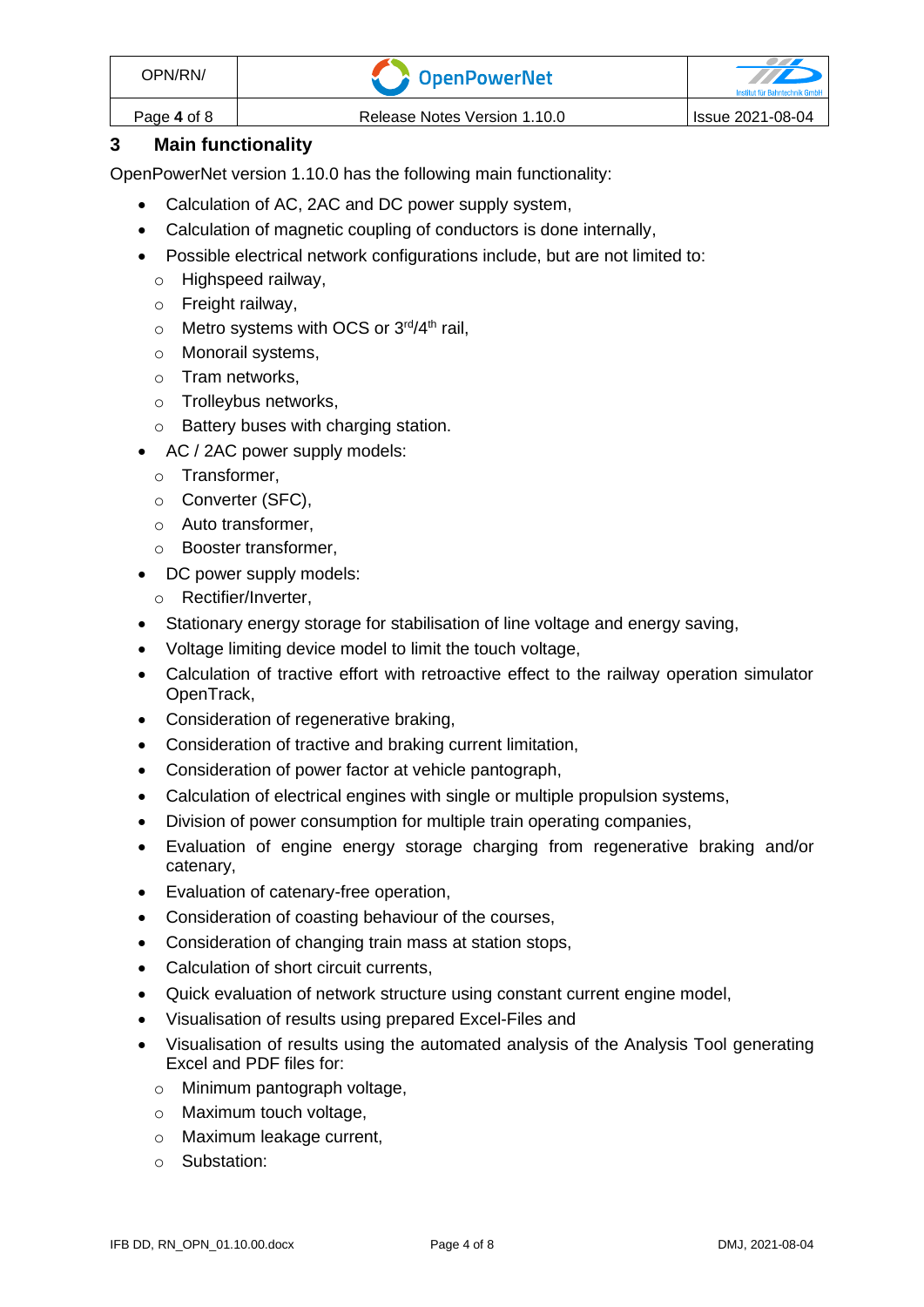## 3 Main functionality

OpenPowerNet version 1.10.0 has the following main functionality:

- Calculation of AC, 2AC and DC power supply system,
- Calculation of magnetic coupling of conductors is done internally,
- Possible electrical network configurations include, but are not limited to:
  - Highspeed railway,
  - Freight railway,
  - Metro systems with OCS or 3rd/4th rail,
  - Monorail systems,
  - Tram networks,
  - Trolleybus networks,
  - Battery buses with charging station.
- AC / 2AC power supply models:
  - Transformer,
  - Converter (SFC),
  - Auto transformer,
  - Booster transformer,
- DC power supply models:
  - Rectifier/Inverter,
- Stationary energy storage for stabilisation of line voltage and energy saving,
- Voltage limiting device model to limit the touch voltage,
- Calculation of tractive effort with retroactive effect to the railway operation simulator OpenTrack,
- Consideration of regenerative braking,
- Consideration of tractive and braking current limitation,
- Consideration of power factor at vehicle pantograph,
- Calculation of electrical engines with single or multiple propulsion systems,
- Division of power consumption for multiple train operating companies,
- Evaluation of engine energy storage charging from regenerative braking and/or catenary,
- Evaluation of catenary-free operation,
- Consideration of coasting behaviour of the courses,
- Consideration of changing train mass at station stops,
- Calculation of short circuit currents,
- Quick evaluation of network structure using constant current engine model,
- Visualisation of results using prepared Excel-Files and
- Visualisation of results using the automated analysis of the Analysis Tool generating Excel and PDF files for:
  - Minimum pantograph voltage,
  - Maximum touch voltage,
  - Maximum leakage current,
  - Substation: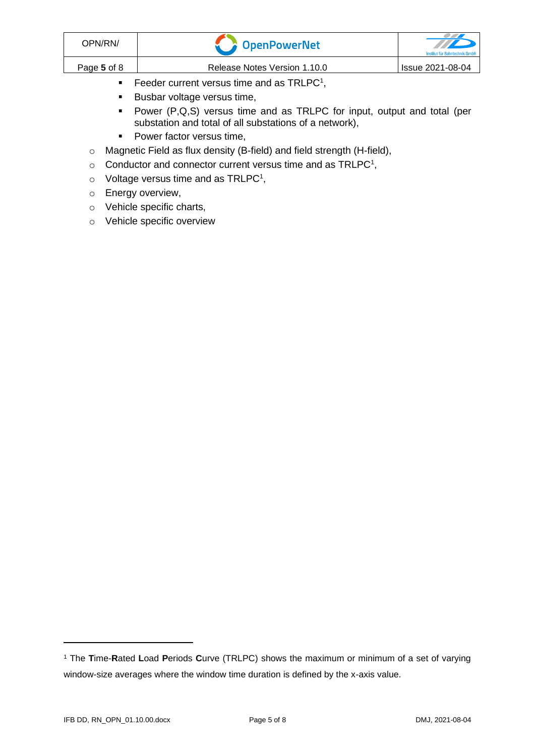- Feeder current versus time and as TRLPC[1],
    - Busbar voltage versus time,
    - Power (P,Q,S) versus time and as TRLPC for input, output and total (per substation and total of all substations of a network),
    - Power factor versus time,
  - Magnetic Field as flux density (B-field) and field strength (H-field),
  - Conductor and connector current versus time and as TRLPC[1],
  - Voltage versus time and as TRLPC[1],
  - Energy overview,
  - Vehicle specific charts,
  - Vehicle specific overview

---

[1] The **T**ime-**R**ated **L**oad **P**eriods **C**urve (TRLPC) shows the maximum or minimum of a set of varying window-size averages where the window time duration is defined by the x-axis value.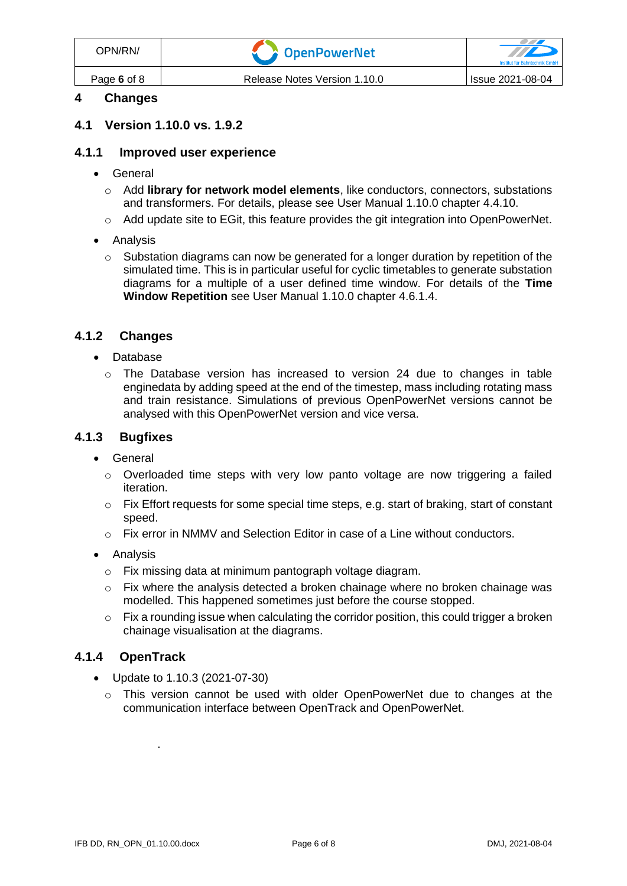# 4 Changes

## 4.1 Version 1.10.0 vs. 1.9.2

### 4.1.1 Improved user experience

- General
  - Add **library for network model elements**, like conductors, connectors, substations and transformers. For details, please see User Manual 1.10.0 chapter 4.4.10.
  - Add update site to EGit, this feature provides the git integration into OpenPowerNet.
- Analysis
  - Substation diagrams can now be generated for a longer duration by repetition of the simulated time. This is in particular useful for cyclic timetables to generate substation diagrams for a multiple of a user defined time window. For details of the **Time Window Repetition** see User Manual 1.10.0 chapter 4.6.1.4.

### 4.1.2 Changes

- Database
  - The Database version has increased to version 24 due to changes in table enginedata by adding speed at the end of the timestep, mass including rotating mass and train resistance. Simulations of previous OpenPowerNet versions cannot be analysed with this OpenPowerNet version and vice versa.

### 4.1.3 Bugfixes

- General
  - Overloaded time steps with very low panto voltage are now triggering a failed iteration.
  - Fix Effort requests for some special time steps, e.g. start of braking, start of constant speed.
  - Fix error in NMMV and Selection Editor in case of a Line without conductors.
- Analysis
  - Fix missing data at minimum pantograph voltage diagram.
  - Fix where the analysis detected a broken chainage where no broken chainage was modelled. This happened sometimes just before the course stopped.
  - Fix a rounding issue when calculating the corridor position, this could trigger a broken chainage visualisation at the diagrams.

### 4.1.4 OpenTrack

- Update to 1.10.3 (2021-07-30)
  - This version cannot be used with older OpenPowerNet due to changes at the communication interface between OpenTrack and OpenPowerNet.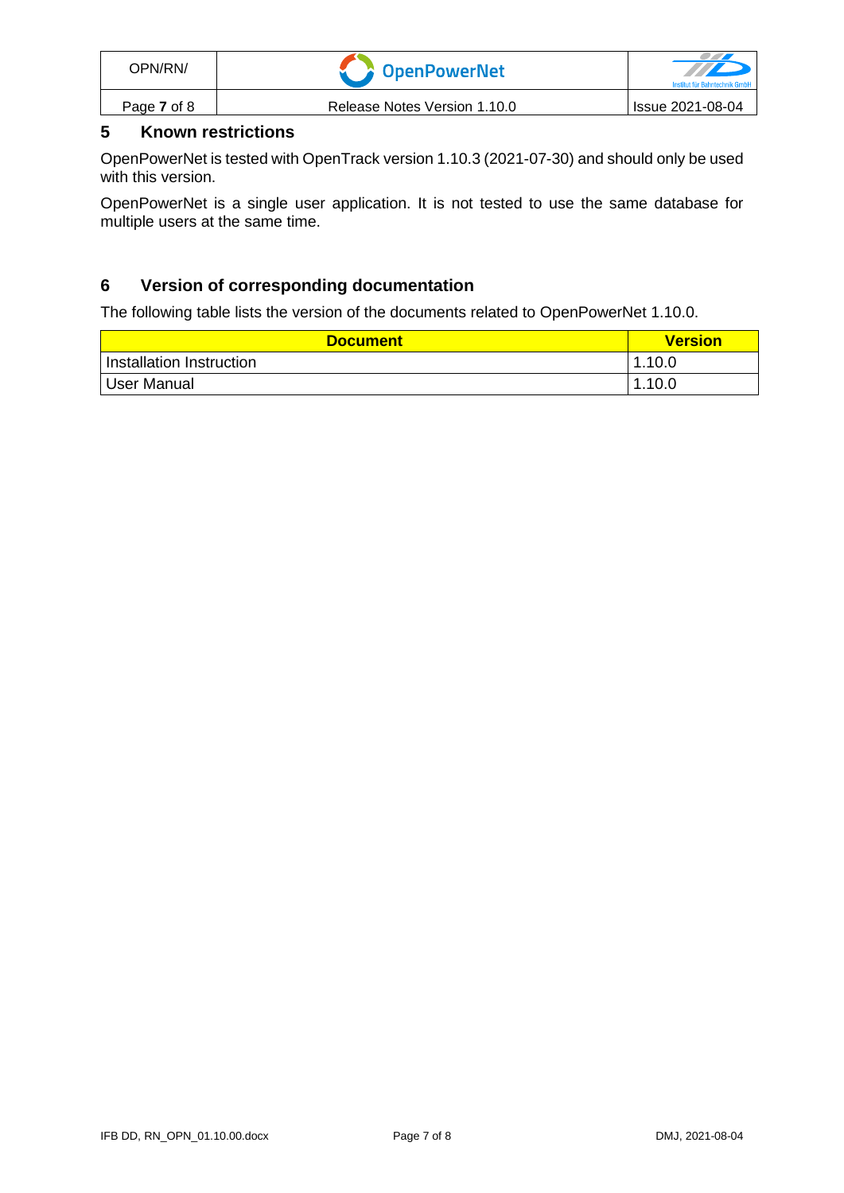## 5 Known restrictions

OpenPowerNet is tested with OpenTrack version 1.10.3 (2021-07-30) and should only be used with this version.

OpenPowerNet is a single user application. It is not tested to use the same database for multiple users at the same time.

## 6 Version of corresponding documentation

The following table lists the version of the documents related to OpenPowerNet 1.10.0.

| Document | Version |
| --- | --- |
| Installation Instruction | 1.10.0 |
| User Manual | 1.10.0 |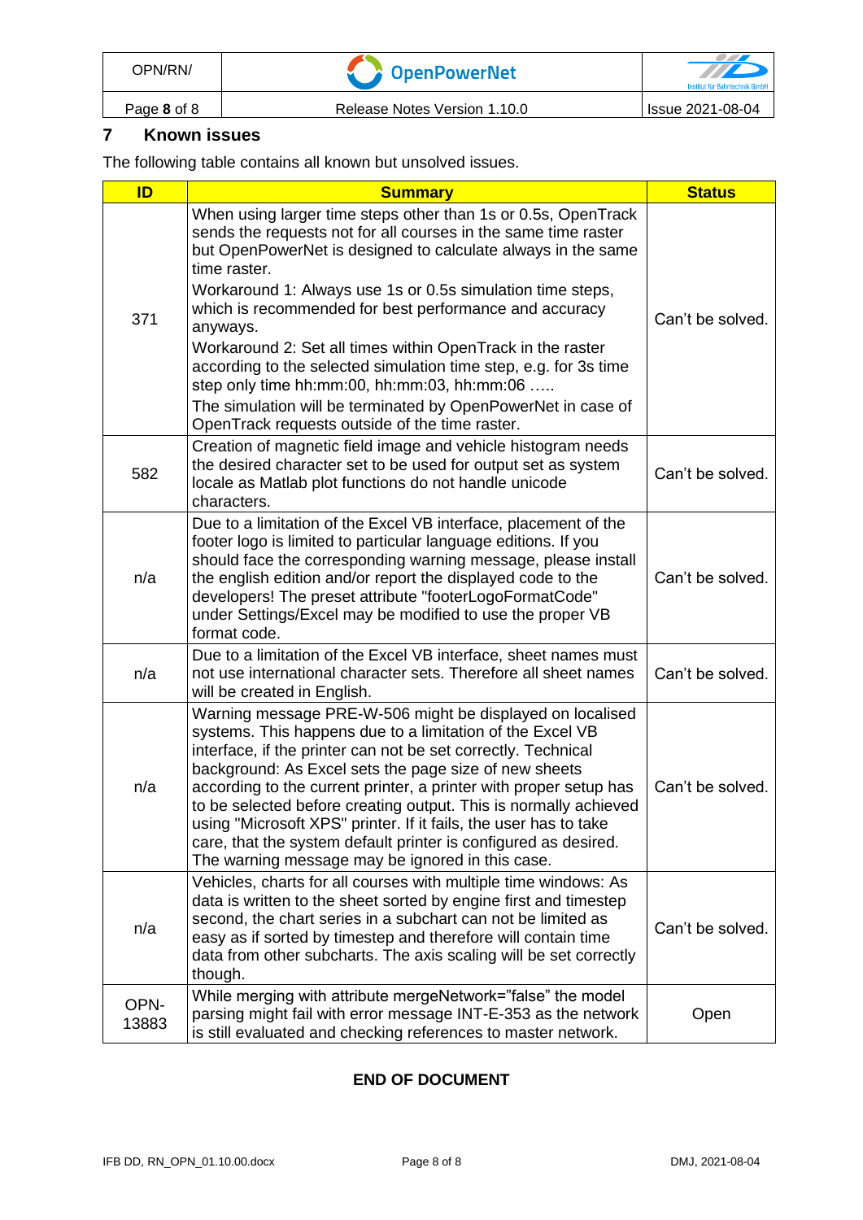## 7 Known issues

The following table contains all known but unsolved issues.

| ID | Summary | Status |
|---|---|---|
| 371 | When using larger time steps other than 1s or 0.5s, OpenTrack sends the requests not for all courses in the same time raster but OpenPowerNet is designed to calculate always in the same time raster.<br>Workaround 1: Always use 1s or 0.5s simulation time steps, which is recommended for best performance and accuracy anyways.<br>Workaround 2: Set all times within OpenTrack in the raster according to the selected simulation time step, e.g. for 3s time step only time hh:mm:00, hh:mm:03, hh:mm:06 …..<br>The simulation will be terminated by OpenPowerNet in case of OpenTrack requests outside of the time raster. | Can't be solved. |
| 582 | Creation of magnetic field image and vehicle histogram needs the desired character set to be used for output set as system locale as Matlab plot functions do not handle unicode characters. | Can't be solved. |
| n/a | Due to a limitation of the Excel VB interface, placement of the footer logo is limited to particular language editions. If you should face the corresponding warning message, please install the english edition and/or report the displayed code to the developers! The preset attribute "footerLogoFormatCode" under Settings/Excel may be modified to use the proper VB format code. | Can't be solved. |
| n/a | Due to a limitation of the Excel VB interface, sheet names must not use international character sets. Therefore all sheet names will be created in English. | Can't be solved. |
| n/a | Warning message PRE-W-506 might be displayed on localised systems. This happens due to a limitation of the Excel VB interface, if the printer can not be set correctly. Technical background: As Excel sets the page size of new sheets according to the current printer, a printer with proper setup has to be selected before creating output. This is normally achieved using "Microsoft XPS" printer. If it fails, the user has to take care, that the system default printer is configured as desired. The warning message may be ignored in this case. | Can't be solved. |
| n/a | Vehicles, charts for all courses with multiple time windows: As data is written to the sheet sorted by engine first and timestep second, the chart series in a subchart can not be limited as easy as if sorted by timestep and therefore will contain time data from other subcharts. The axis scaling will be set correctly though. | Can't be solved. |
| OPN-13883 | While merging with attribute mergeNetwork="false" the model parsing might fail with error message INT-E-353 as the network is still evaluated and checking references to master network. | Open |

**END OF DOCUMENT**